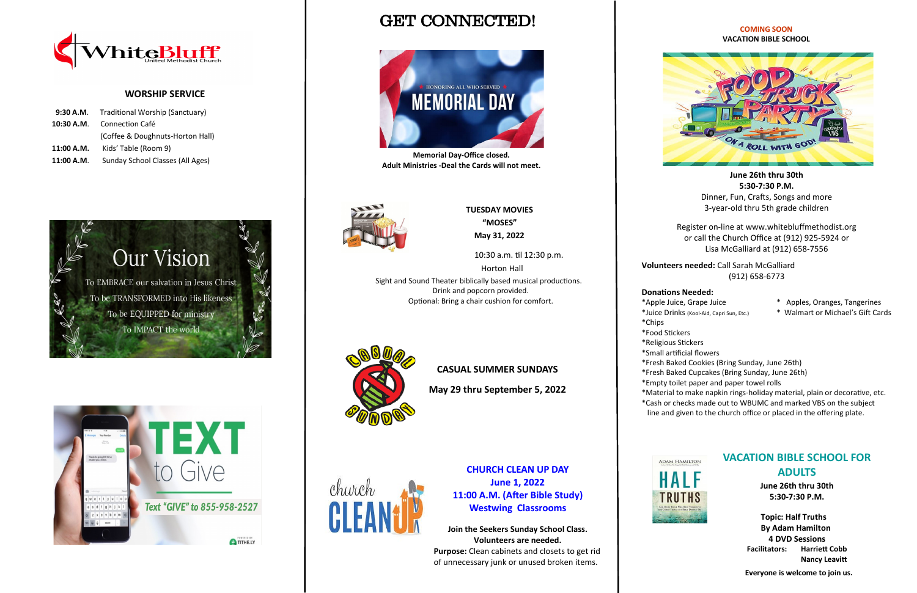# WhiteBluff United Methodist Church

## WORSHIP SERVICE

| | |
|---|---|
| **9:30 A.M.** | Traditional Worship (Sanctuary) |
| **10:30 A.M.** | Connection Café (Coffee & Doughnuts-Horton Hall) |
| **11:00 A.M.** | Kids' Table (Room 9) |
| **11:00 A.M.** | Sunday School Classes (All Ages) |

## Our Vision

To EMBRACE our salvation in Jesus Christ
To be TRANSFORMED into His likeness
To be EQUIPPED for ministry
To IMPACT the world

## TEXT to Give

Text "GIVE" to 855-958-2527

POWERED BY TITHE.LY

# GET CONNECTED!

HONORING ALL WHO SERVED
MEMORIAL DAY

**Memorial Day-Office closed.**
**Adult Ministries -Deal the Cards will not meet.**

**TUESDAY MOVIES**
**"MOSES"**
**May 31, 2022**

10:30 a.m. til 12:30 p.m.
Horton Hall

Sight and Sound Theater biblically based musical productions.
Drink and popcorn provided.
Optional: Bring a chair cushion for comfort.

**CASUAL SUMMER SUNDAYS**

**May 29 thru September 5, 2022**

**CHURCH CLEAN UP DAY**
**June 1, 2022**
**11:00 A.M. (After Bible Study)**
**Westwing Classrooms**

**Join the Seekers Sunday School Class.**
**Volunteers are needed.**
**Purpose:** Clean cabinets and closets to get rid of unnecessary junk or unused broken items.

**COMING SOON**
**VACATION BIBLE SCHOOL**

FOOD TRUCK PARTY — ON A ROLL WITH GOD!

**June 26th thru 30th**
**5:30-7:30 P.M.**
Dinner, Fun, Crafts, Songs and more
3-year-old thru 5th grade children

Register on-line at www.whitebluffmethodist.org
or call the Church Office at (912) 925-5924 or
Lisa McGalliard at (912) 658-7556

**Volunteers needed:** Call Sarah McGalliard
(912) 658-6773

**Donations Needed:**

*Apple Juice, Grape Juice
*Juice Drinks (Kool-Aid, Capri Sun, Etc.)
*Chips
*Food Stickers
*Religious Stickers
*Small artificial flowers
*Fresh Baked Cookies (Bring Sunday, June 26th)
*Fresh Baked Cupcakes (Bring Sunday, June 26th)
*Empty toilet paper and paper towel rolls
*Material to make napkin rings-holiday material, plain or decorative, etc.
*Cash or checks made out to WBUMC and marked VBS on the subject line and given to the church office or placed in the offering plate.
* Apples, Oranges, Tangerines
* Walmart or Michael's Gift Cards

## VACATION BIBLE SCHOOL FOR ADULTS

**June 26th thru 30th**
**5:30-7:30 P.M.**

**Topic: Half Truths**
**By Adam Hamilton**
**4 DVD Sessions**
**Facilitators: Harriett Cobb**
**Nancy Leavitt**

**Everyone is welcome to join us.**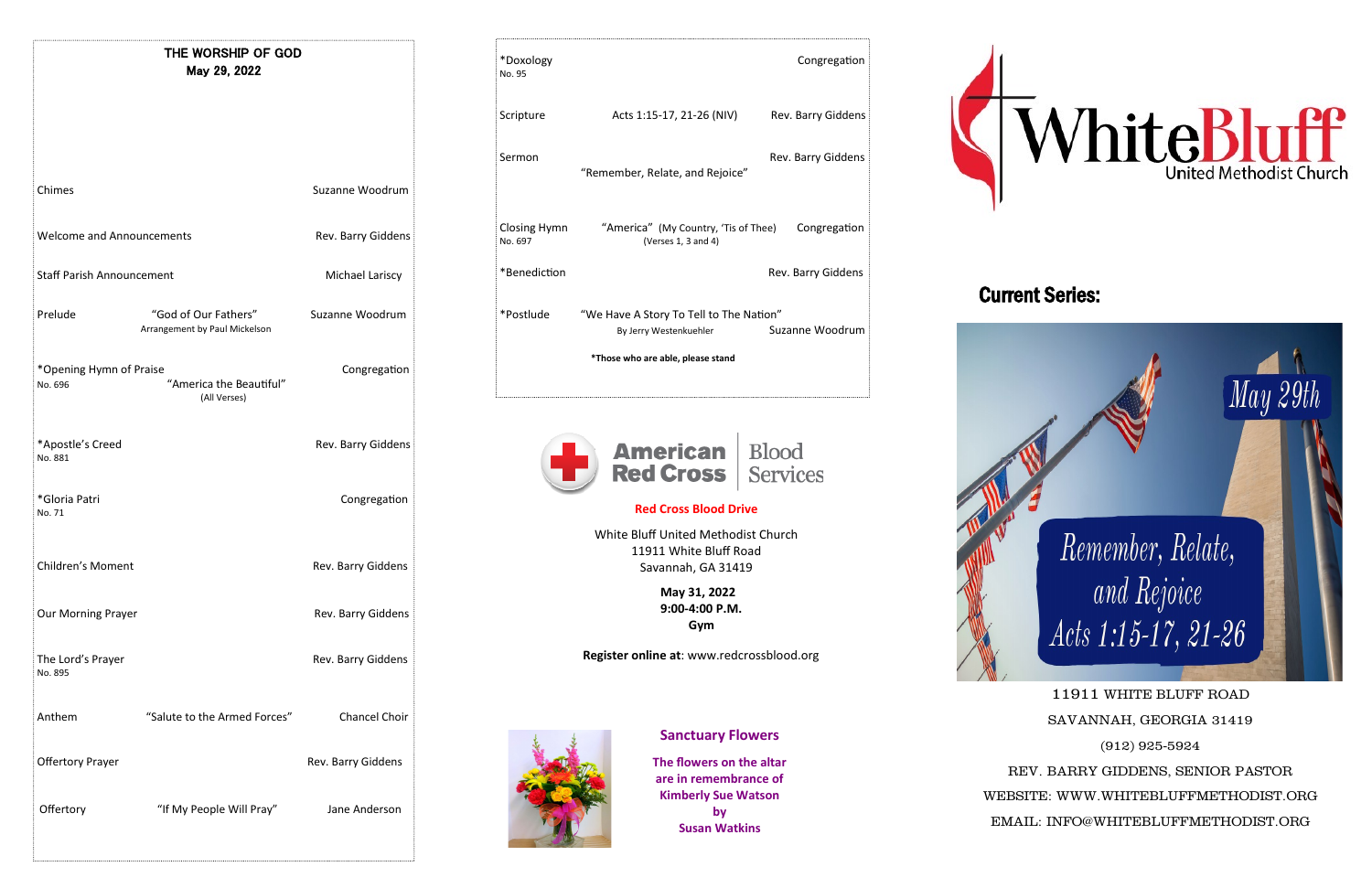## THE WORSHIP OF GOD
**May 29, 2022**

| | | |
|---|---|---|
| Chimes | | Suzanne Woodrum |
| Welcome and Announcements | | Rev. Barry Giddens |
| Staff Parish Announcement | | Michael Laliscy |
| Prelude | "God of Our Fathers" Arrangement by Paul Mickelson | Suzanne Woodrum |
| *Opening Hymn of Praise No. 696 | "America the Beautiful" (All Verses) | Congregation |
| *Apostle's Creed No. 881 | | Rev. Barry Giddens |
| *Gloria Patri No. 71 | | Congregation |
| Children's Moment | | Rev. Barry Giddens |
| Our Morning Prayer | | Rev. Barry Giddens |
| The Lord's Prayer No. 895 | | Rev. Barry Giddens |
| Anthem | "Salute to the Armed Forces" | Chancel Choir |
| Offertory Prayer | | Rev. Barry Giddens |
| Offertory | "If My People Will Pray" | Jane Anderson |
| *Doxology No. 95 | | Congregation |
| Scripture | Acts 1:15-17, 21-26 (NIV) | Rev. Barry Giddens |
| Sermon | "Remember, Relate, and Rejoice" | Rev. Barry Giddens |
| Closing Hymn No. 697 | "America" (My Country, 'Tis of Thee) (Verses 1, 3 and 4) | Congregation |
| *Benediction | | Rev. Barry Giddens |
| *Postlude | "We Have A Story To Tell to The Nation" By Jerry Westenkuehler | Suzanne Woodrum |

***Those who are able, please stand**

American Red Cross | Blood Services

**Red Cross Blood Drive**

White Bluff United Methodist Church
11911 White Bluff Road
Savannah, GA 31419

**May 31, 2022**
**9:00-4:00 P.M.**
**Gym**

**Register online at**: www.redcrossblood.org

### Sanctuary Flowers

**The flowers on the altar are in remembrance of Kimberly Sue Watson by Susan Watkins**

# WhiteBluff United Methodist Church

## Current Series:

May 29th

Remember, Relate, and Rejoice
Acts 1:15-17, 21-26

11911 WHITE BLUFF ROAD
SAVANNAH, GEORGIA 31419
(912) 925-5924
REV. BARRY GIDDENS, SENIOR PASTOR
WEBSITE: WWW.WHITEBLUFFMETHODIST.ORG
EMAIL: INFO@WHITEBLUFFMETHODIST.ORG